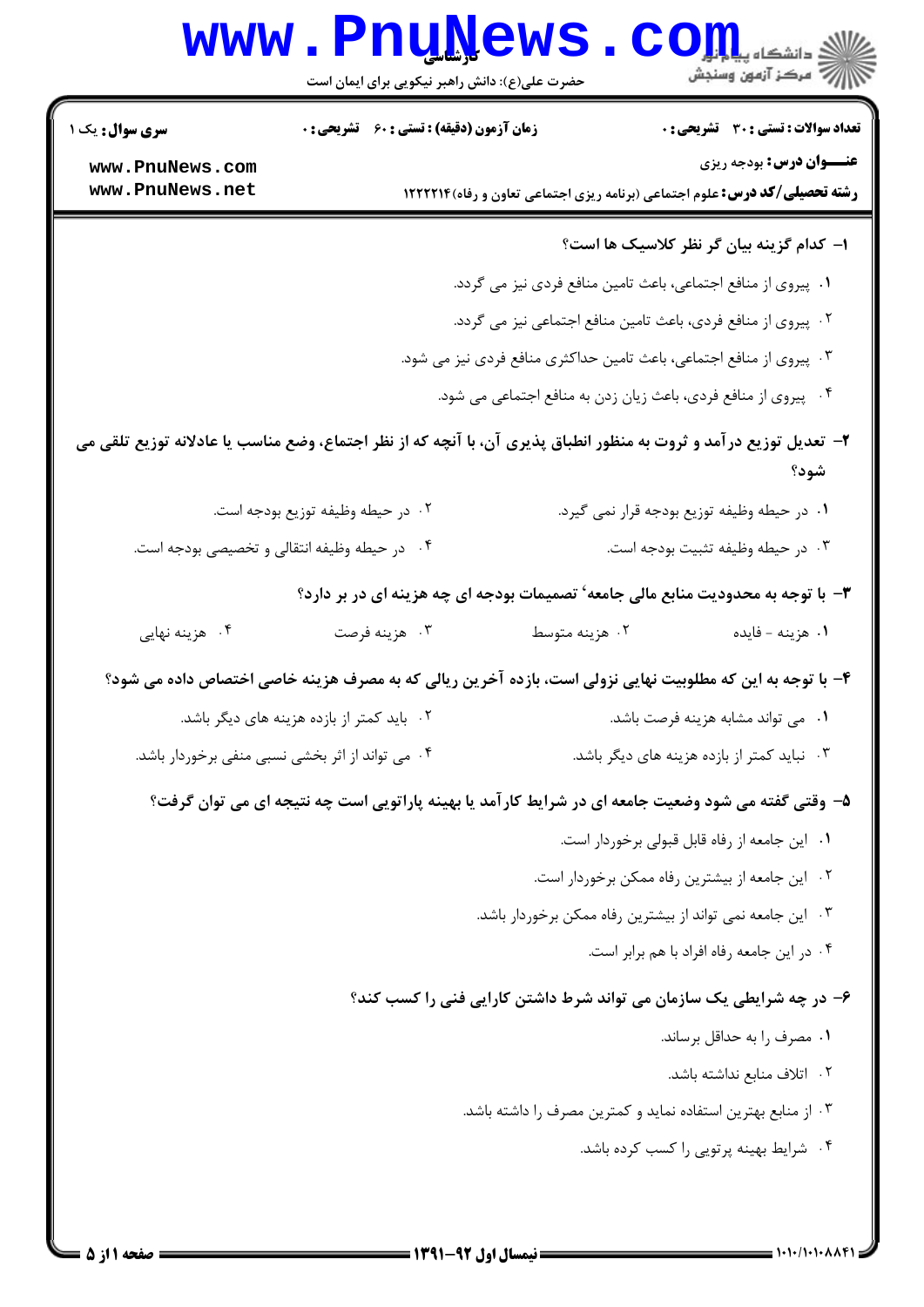کارشناسی

حضرت علی(ع): دانش راهبر نیکویی برای ایمان است

**سری سوال:** یک ۱ | **زمان آزمون (دقیقه) : تستی : ۶۰ تشریحی : ۰** | **تعداد سوالات : تستی : ۳۰ تشریحی : ۰**

**عنـــوان درس:** بودجه ریزی

**رشته تحصیلی/کد درس:** علوم اجتماعی (برنامه ریزی اجتماعی تعاون و رفاه) ۱۲۲۲۲۱۴

**۱- کدام گزینه بیان گر نظر کلاسیک ها است؟**

۱. پیروی از منافع اجتماعی، باعث تامین منافع فردی نیز می گردد.

۲. پیروی از منافع فردی، باعث تامین منافع اجتماعی نیز می گردد.

۳. پیروی از منافع اجتماعی، باعث تامین حداکثری منافع فردی نیز می شود.

۴. پیروی از منافع فردی، باعث زیان زدن به منافع اجتماعی می شود.

**۲- تعدیل توزیع درآمد و ثروت به منظور انطباق پذیری آن، با آنچه که از نظر اجتماع، وضع مناسب یا عادلانه توزیع تلقی می شود؟**

۱. در حیطه وظیفه توزیع بودجه قرار نمی گیرد.

۲. در حیطه وظیفه توزیع بودجه است.

۳. در حیطه وظیفه تثبیت بودجه است.

۴. در حیطه وظیفه انتقالی و تخصیصی بودجه است.

**۳- با توجه به محدودیت منابع مالی جامعه' تصمیمات بودجه ای چه هزینه ای در بر دارد؟**

۱. هزینه - فایده

۲. هزینه متوسط

۳. هزینه فرصت

۴. هزینه نهایی

**۴- با توجه به این که مطلوبیت نهایی نزولی است، بازده آخرین ریالی که به مصرف هزینه خاصی اختصاص داده می شود؟**

۱. می تواند مشابه هزینه فرصت باشد.

۲. باید کمتر از بازده هزینه های دیگر باشد.

۳. نباید کمتر از بازده هزینه های دیگر باشد.

۴. می تواند از اثر بخشی نسبی منفی برخوردار باشد.

**۵- وقتی گفته می شود وضعیت جامعه ای در شرایط کارآمد یا بهینه پاراتویی است چه نتیجه ای می توان گرفت؟**

۱. این جامعه از رفاه قابل قبولی برخوردار است.

۲. این جامعه از بیشترین رفاه ممکن برخوردار است.

۳. این جامعه نمی تواند از بیشترین رفاه ممکن برخوردار باشد.

۴. در این جامعه رفاه افراد با هم برابر است.

**۶- در چه شرایطی یک سازمان می تواند شرط داشتن کارایی فنی را کسب کند؟**

۱. مصرف را به حداقل برساند.

۲. اتلاف منابع نداشته باشد.

۳. از منابع بهترین استفاده نماید و کمترین مصرف را داشته باشد.

۴. شرایط بهینه پرتویی را کسب کرده باشد.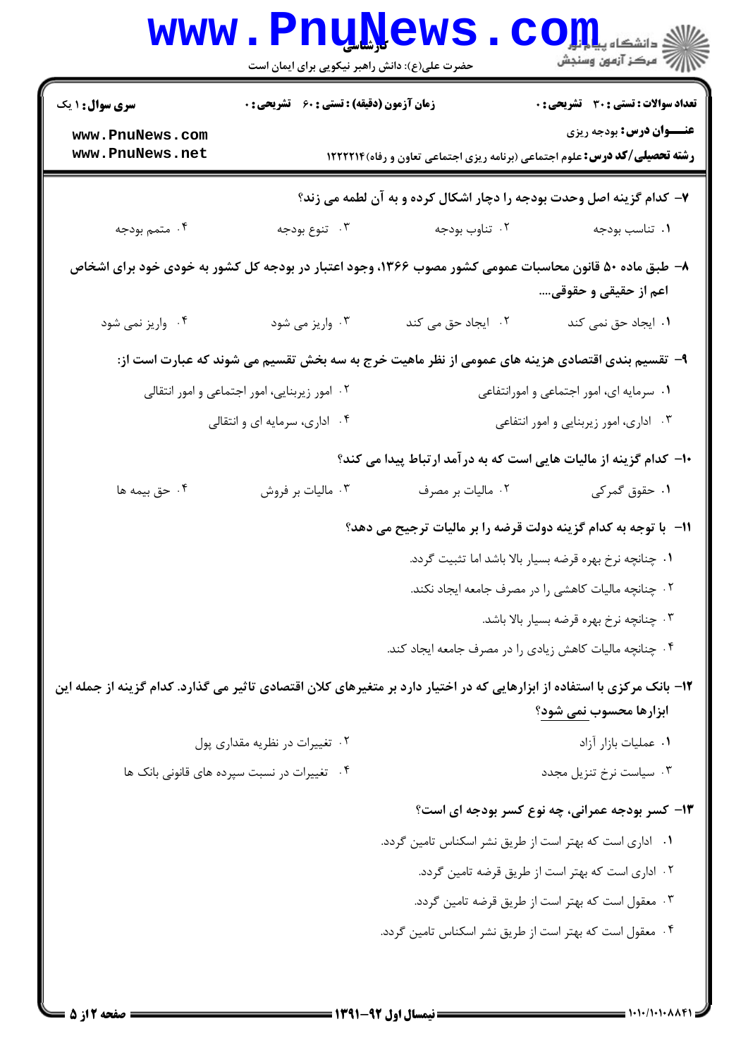۷- کدام گزینه اصل وحدت بودجه را دچار اشکال کرده و به آن لطمه می زند؟

۱. تناسب بودجه
۲. تناوب بودجه
۳. تنوع بودجه
۴. متمم بودجه

۸- طبق ماده ۵۰ قانون محاسبات عمومی کشور مصوب ۱۳۶۶، وجود اعتبار در بودجه کل کشور به خودی خود برای اشخاص اعم از حقیقی و حقوقی....

۱. ایجاد حق نمی کند
۲. ایجاد حق می کند
۳. واریز می شود
۴. واریز نمی شود

۹- تقسیم بندی اقتصادی هزینه های عمومی از نظر ماهیت خرج به سه بخش تقسیم می شوند که عبارت است از:

۱. سرمایه ای، امور اجتماعی و امورانتفاعی
۲. امور زیربنایی، امور اجتماعی و امور انتقالی
۳. اداری، امور زیربنایی و امور انتفاعی
۴. اداری، سرمایه ای و انتقالی

۱۰- کدام گزینه از مالیات هایی است که به درآمد ارتباط پیدا می کند؟

۱. حقوق گمرکی
۲. مالیات بر مصرف
۳. مالیات بر فروش
۴. حق بیمه ها

۱۱- با توجه به کدام گزینه دولت قرضه را بر مالیات ترجیح می دهد؟

۱. چنانچه نرخ بهره قرضه بسیار بالا باشد اما تثبیت گردد.
۲. چنانچه مالیات کاهشی را در مصرف جامعه ایجاد نکند.
۳. چنانچه نرخ بهره قرضه بسیار بالا باشد.
۴. چنانچه مالیات کاهش زیادی را در مصرف جامعه ایجاد کند.

۱۲- بانک مرکزی با استفاده از ابزارهایی که در اختیار دارد بر متغیرهای کلان اقتصادی تاثیر می گذارد. کدام گزینه از جمله این ابزارها محسوب نمی شود؟

۱. عملیات بازار آزاد
۲. تغییرات در نظریه مقداری پول
۳. سیاست نرخ تنزیل مجدد
۴. تغییرات در نسبت سپرده های قانونی بانک ها

۱۳- کسر بودجه عمرانی، چه نوع کسر بودجه ای است؟

۱. اداری است که بهتر است از طریق نشر اسکناس تامین گردد.
۲. اداری است که بهتر است از طریق قرضه تامین گردد.
۳. معقول است که بهتر است از طریق قرضه تامین گردد.
۴. معقول است که بهتر است از طریق نشر اسکناس تامین گردد.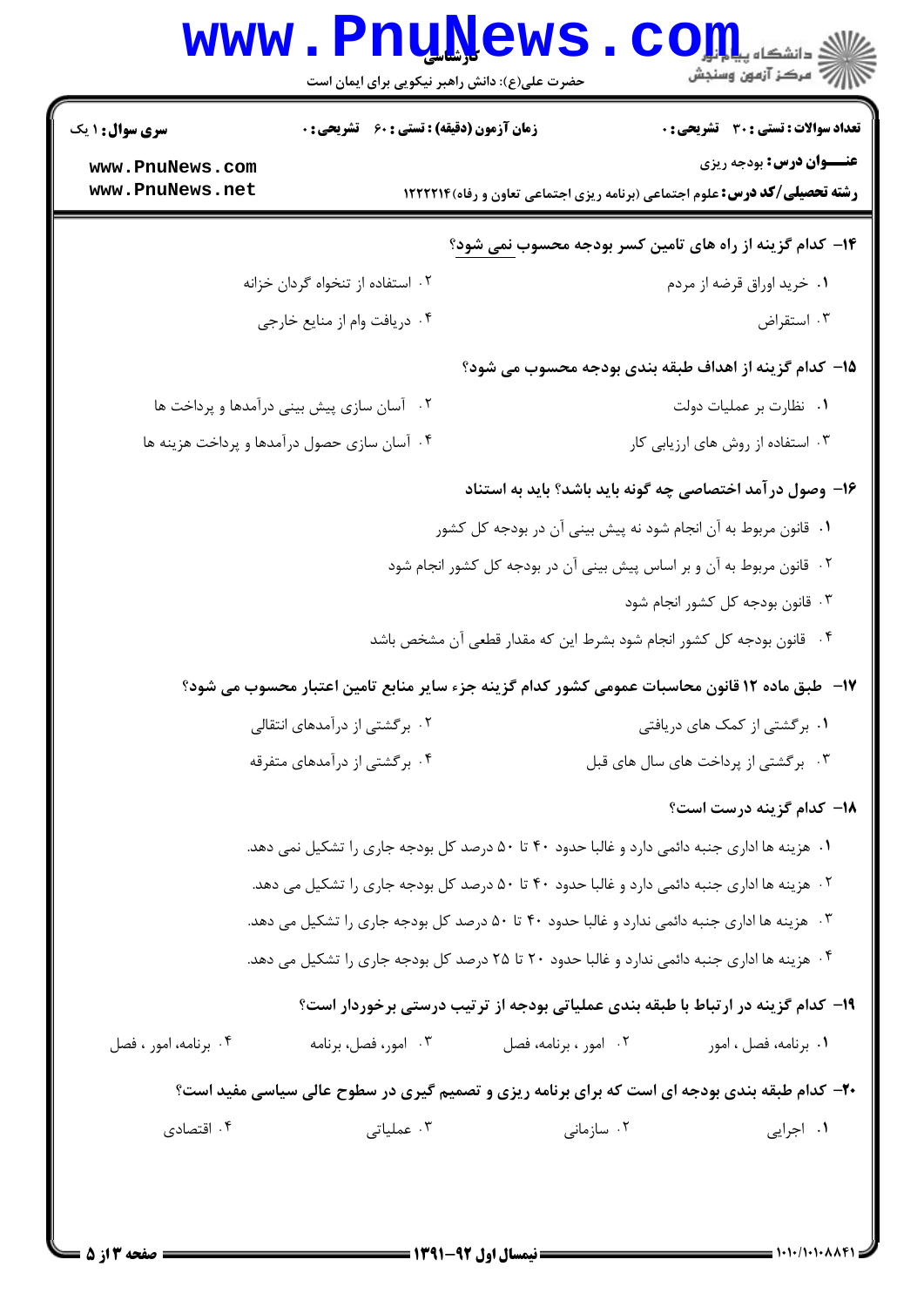**۱۴- کدام گزینه از راه های تامین کسر بودجه محسوب نمی شود؟**

۱. خرید اوراق قرضه از مردم

۲. استفاده از تنخواه گردان خزانه

۳. استقراض

۴. دریافت وام از منابع خارجی

**۱۵- کدام گزینه از اهداف طبقه بندی بودجه محسوب می شود؟**

۱. نظارت بر عملیات دولت

۲. آسان سازی پیش بینی درآمدها و پرداخت ها

۳. استفاده از روش های ارزیابی کار

۴. آسان سازی حصول درآمدها و پرداخت هزینه ها

**۱۶- وصول درآمد اختصاصی چه گونه باید باشد؟ باید به استناد**

۱. قانون مربوط به آن انجام شود نه پیش بینی آن در بودجه کل کشور

۲. قانون مربوط به آن و بر اساس پیش بینی آن در بودجه کل کشور انجام شود

۳. قانون بودجه کل کشور انجام شود

۴. قانون بودجه کل کشور انجام شود بشرط این که مقدار قطعی آن مشخص باشد

**۱۷- طبق ماده ۱۲ قانون محاسبات عمومی کشور کدام گزینه جزء سایر منابع تامین اعتبار محسوب می شود؟**

۱. برگشتی از کمک های دریافتی

۲. برگشتی از درآمدهای انتقالی

۳. برگشتی از پرداخت های سال های قبل

۴. برگشتی از درآمدهای متفرقه

**۱۸- کدام گزینه درست است؟**

۱. هزینه ها اداری جنبه دائمی دارد و غالبا حدود ۴۰ تا ۵۰ درصد کل بودجه جاری را تشکیل نمی دهد.

۲. هزینه ها اداری جنبه دائمی دارد و غالبا حدود ۴۰ تا ۵۰ درصد کل بودجه جاری را تشکیل می دهد.

۳. هزینه ها اداری جنبه دائمی ندارد و غالبا حدود ۴۰ تا ۵۰ درصد کل بودجه جاری را تشکیل می دهد.

۴. هزینه ها اداری جنبه دائمی ندارد و غالبا حدود ۲۰ تا ۲۵ درصد کل بودجه جاری را تشکیل می دهد.

**۱۹- کدام گزینه در ارتباط با طبقه بندی عملیاتی بودجه از ترتیب درستی برخوردار است؟**

۱. برنامه، فصل ، امور

۲. امور ، برنامه، فصل

۳. امور، فصل، برنامه

۴. برنامه، امور ، فصل

**۲۰- کدام طبقه بندی بودجه ای است که برای برنامه ریزی و تصمیم گیری در سطوح عالی سیاسی مفید است؟**

۱. اجرایی

۲. سازمانی

۳. عملیاتی

۴. اقتصادی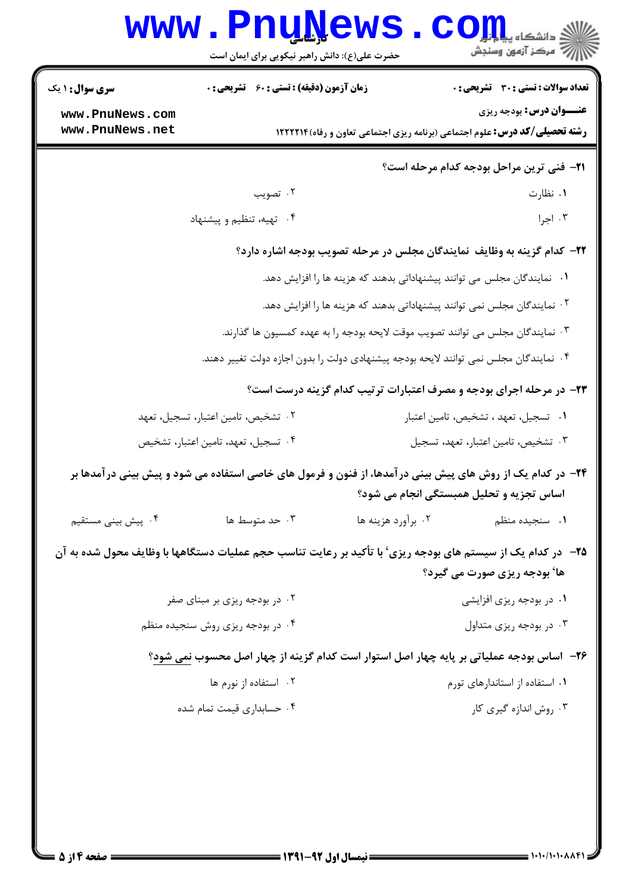**۲۱- فنی ترین مراحل بودجه کدام مرحله است؟**

۱. نظارت

۲. تصویب

۳. اجرا

۴. تهیه، تنظیم و پیشنهاد

**۲۲- کدام گزینه به وظایف نمایندگان مجلس در مرحله تصویب بودجه اشاره دارد؟**

۱. نمایندگان مجلس می توانند پیشنهاداتی بدهند که هزینه ها را افزایش دهد.

۲. نمایندگان مجلس نمی توانند پیشنهاداتی بدهند که هزینه ها را افزایش دهد.

۳. نمایندگان مجلس می توانند تصویب موقت لایحه بودجه را به عهده کمسیون ها گذارند.

۴. نمایندگان مجلس نمی توانند لایحه بودجه پیشنهادی دولت را بدون اجازه دولت تغییر دهند.

**۲۳- در مرحله اجرای بودجه و مصرف اعتبارات ترتیب کدام گزینه درست است؟**

۱. تسجیل، تعهد ، تشخیص، تامین اعتبار

۲. تشخیص، تامین اعتبار، تسجیل، تعهد

۳. تشخیص، تامین اعتبار، تعهد، تسجیل

۴. تسجیل، تعهد، تامین اعتبار، تشخیص

**۲۴- در کدام یک از روش های پیش بینی درآمدها، از فنون و فرمول های خاصی استفاده می شود و پیش بینی درآمدها بر اساس تجزیه و تحلیل همبستگی انجام می شود؟**

۱. سنجیده منظم

۲. برآورد هزینه ها

۳. حد متوسط ها

۴. پیش بینی مستقیم

**۲۵- در کدام یک از سیستم های بودجه ریزی، با تأکید بر رعایت تناسب حجم عملیات دستگاهها با وظایف محول شده به آن ها، بودجه ریزی صورت می گیرد؟**

۱. در بودجه ریزی افزایشی

۲. در بودجه ریزی بر مبنای صفر

۳. در بودجه ریزی متداول

۴. در بودجه ریزی روش سنجیده منظم

**۲۶- اساس بودجه عملیاتی بر پایه چهار اصل استوار است کدام گزینه از چهار اصل محسوب نمی شود؟**

۱. استفاده از استانداردهای تورم

۲. استفاده از نورم ها

۳. روش اندازه گیری کار

۴. حسابداری قیمت تمام شده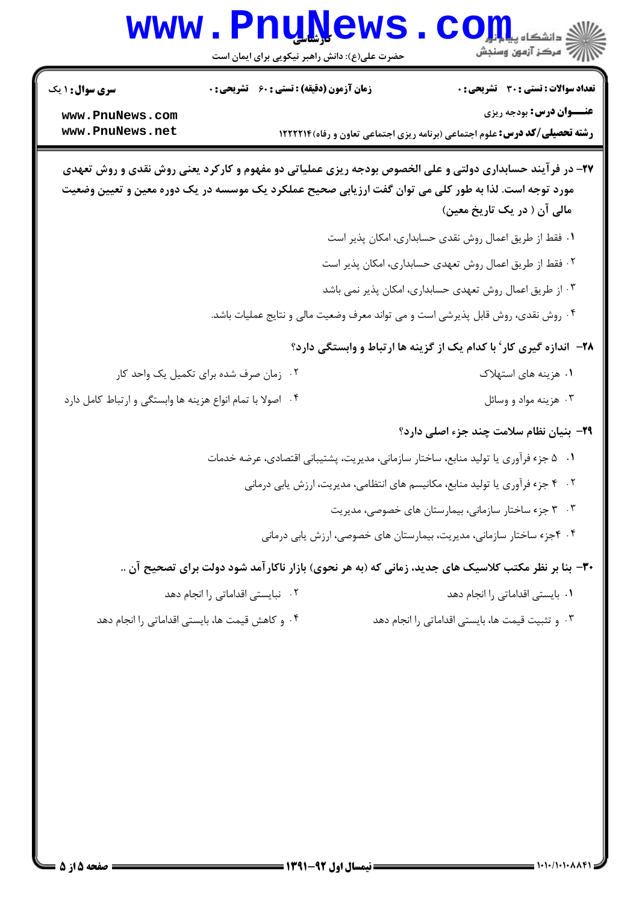**۲۷- در فرآیند حسابداری دولتی و علی الخصوص بودجه ریزی عملیاتی دو مفهوم و کارکرد یعنی روش نقدی و روش تعهدی مورد توجه است. لذا به طور کلی می توان گفت ارزیابی صحیح عملکرد یک موسسه در یک دوره معین و تعیین وضعیت مالی آن ( در یک تاریخ معین)**

۱. فقط از طریق اعمال روش نقدی حسابداری، امکان پذیر است

۲. فقط از طریق اعمال روش تعهدی حسابداری، امکان پذیر است

۳. از طریق اعمال روش تعهدی حسابداری، امکان پذیر نمی باشد

۴. روش نقدی، روش قابل پذیرشی است و می تواند معرف وضعیت مالی و نتایج عملیات باشد.

**۲۸- اندازه گیری کار[۱] با کدام یک از گزینه ها ارتباط و وابستگی دارد؟**

۱. هزینه های استهلاک

۲. زمان صرف شده برای تکمیل یک واحد کار

۳. هزینه مواد و وسائل

۴. اصولا با تمام انواع هزینه ها وابستگی و ارتباط کامل دارد

**۲۹- بنیان نظام سلامت چند جزء اصلی دارد؟**

۱. ۵ جزء فرآوری یا تولید منابع، ساختار سازمانی، مدیریت، پشتیبانی اقتصادی، عرضه خدمات

۲. ۴ جزء فرآوری یا تولید منابع، مکانیسم های انتظامی، مدیریت، ارزش یابی درمانی

۳. ۳ جزء ساختار سازمانی، بیمارستان های خصوصی، مدیریت

۴. ۴جزء ساختار سازمانی، مدیریت، بیمارستان های خصوصی، ارزش یابی درمانی

**۳۰- بنا بر نظر مکتب کلاسیک های جدید، زمانی که (به هر نحوی) بازار ناکارآمد شود دولت برای تصحیح آن ..**

۱. بایستی اقداماتی را انجام دهد

۲. نبایستی اقداماتی را انجام دهد

۳. و تثبیت قیمت ها، بایستی اقداماتی را انجام دهد

۴. و کاهش قیمت ها، بایستی اقداماتی را انجام دهد